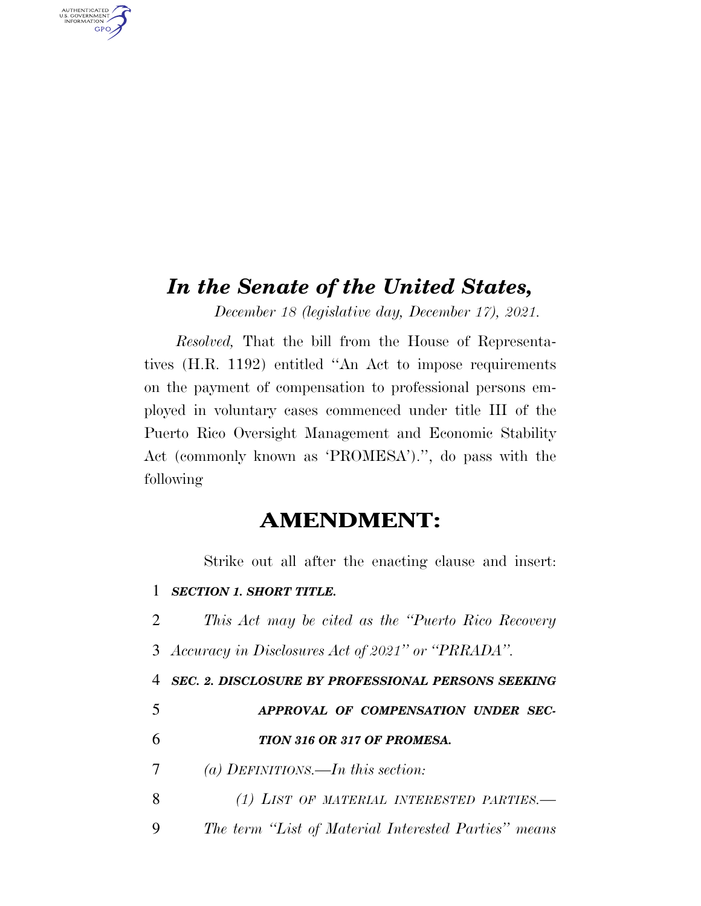# *In the Senate of the United States,*

*December 18 (legislative day, December 17), 2021.*

*Resolved,* That the bill from the House of Representatives (H.R. 1192) entitled "An Act to impose requirements on the payment of compensation to professional persons employed in voluntary cases commenced under title III of the Puerto Rico Oversight Management and Economic Stability Act (commonly known as 'PROMESA').", do pass with the following

## AMENDMENT:

Strike out all after the enacting clause and insert:

***SECTION 1. SHORT TITLE.***

*This Act may be cited as the "Puerto Rico Recovery Accuracy in Disclosures Act of 2021" or "PRRADA".*

***SEC. 2. DISCLOSURE BY PROFESSIONAL PERSONS SEEKING APPROVAL OF COMPENSATION UNDER SECTION 316 OR 317 OF PROMESA.***

*(a) DEFINITIONS.—In this section:*

*(1) LIST OF MATERIAL INTERESTED PARTIES.— The term "List of Material Interested Parties" means*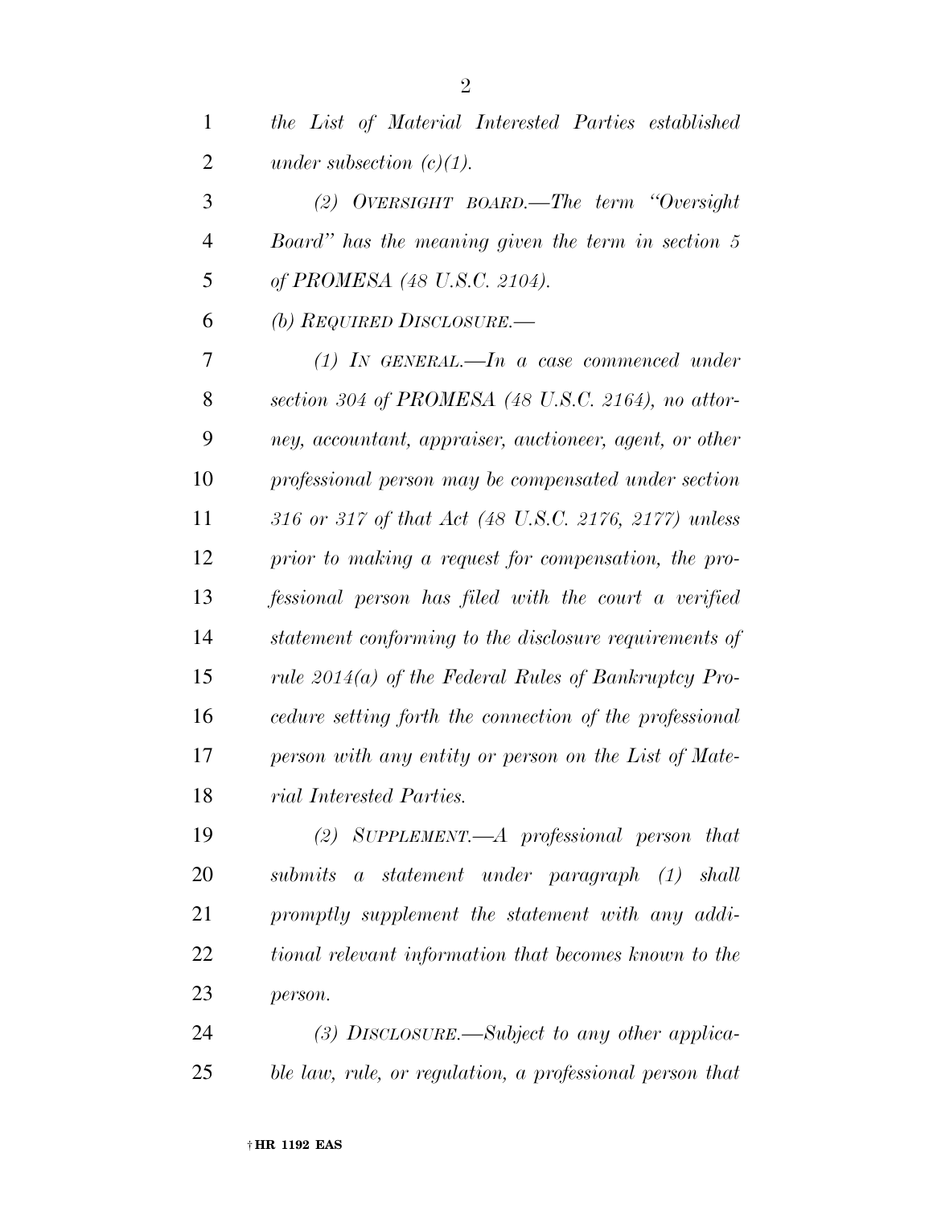*the List of Material Interested Parties established under subsection (c)(1).*

*(2) OVERSIGHT BOARD.—The term "Oversight Board" has the meaning given the term in section 5 of PROMESA (48 U.S.C. 2104).*

*(b) REQUIRED DISCLOSURE.—*

*(1) IN GENERAL.—In a case commenced under section 304 of PROMESA (48 U.S.C. 2164), no attorney, accountant, appraiser, auctioneer, agent, or other professional person may be compensated under section 316 or 317 of that Act (48 U.S.C. 2176, 2177) unless prior to making a request for compensation, the professional person has filed with the court a verified statement conforming to the disclosure requirements of rule 2014(a) of the Federal Rules of Bankruptcy Procedure setting forth the connection of the professional person with any entity or person on the List of Material Interested Parties.*

*(2) SUPPLEMENT.—A professional person that submits a statement under paragraph (1) shall promptly supplement the statement with any additional relevant information that becomes known to the person.*

*(3) DISCLOSURE.—Subject to any other applicable law, rule, or regulation, a professional person that*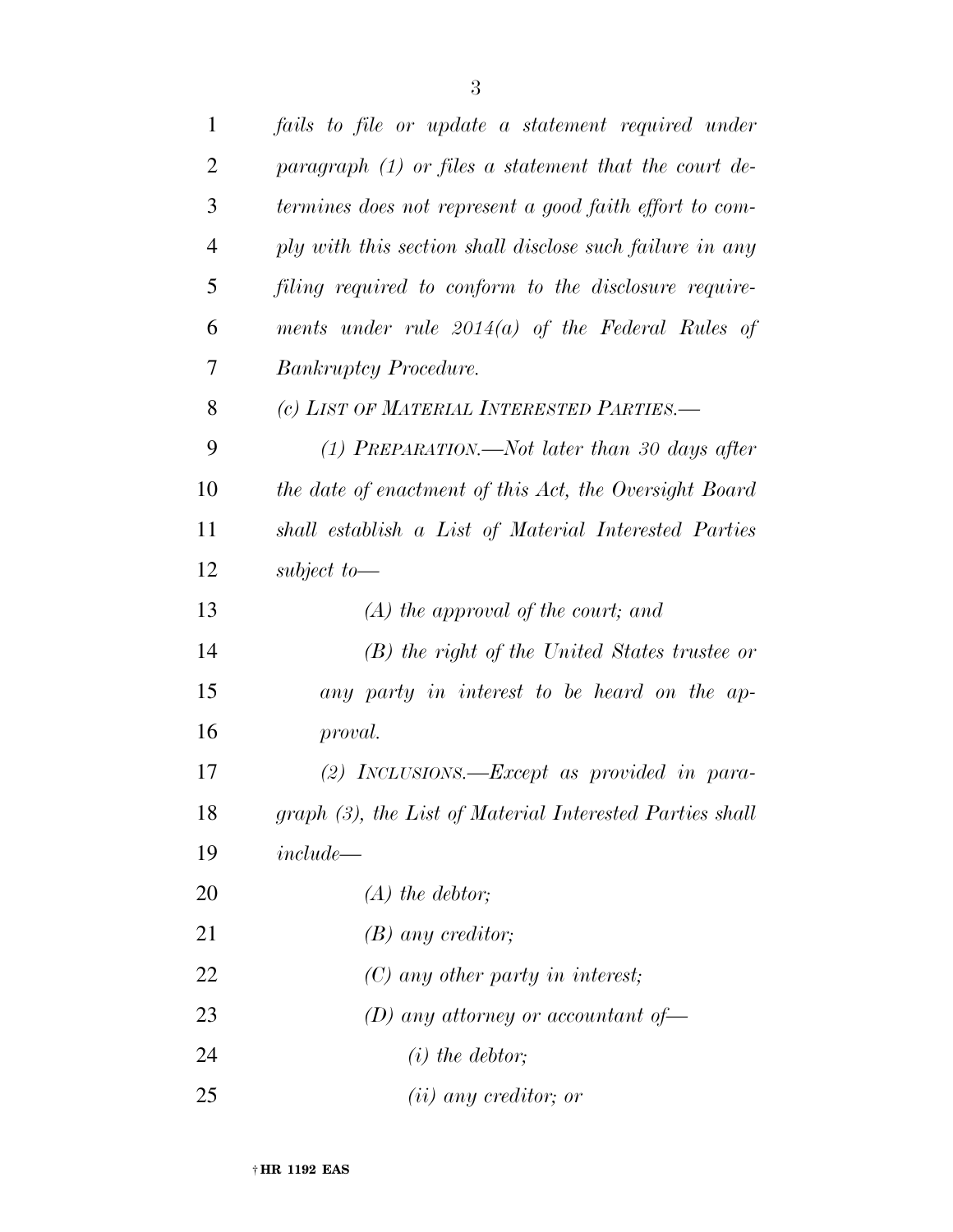*fails to file or update a statement required under paragraph (1) or files a statement that the court determines does not represent a good faith effort to comply with this section shall disclose such failure in any filing required to conform to the disclosure requirements under rule 2014(a) of the Federal Rules of Bankruptcy Procedure.*

*(c) LIST OF MATERIAL INTERESTED PARTIES.—*

*(1) PREPARATION.—Not later than 30 days after the date of enactment of this Act, the Oversight Board shall establish a List of Material Interested Parties subject to—*

*(A) the approval of the court; and*

*(B) the right of the United States trustee or any party in interest to be heard on the approval.*

*(2) INCLUSIONS.—Except as provided in paragraph (3), the List of Material Interested Parties shall include—*

*(A) the debtor;*

*(B) any creditor;*

*(C) any other party in interest;*

*(D) any attorney or accountant of—*

*(i) the debtor;*

*(ii) any creditor; or*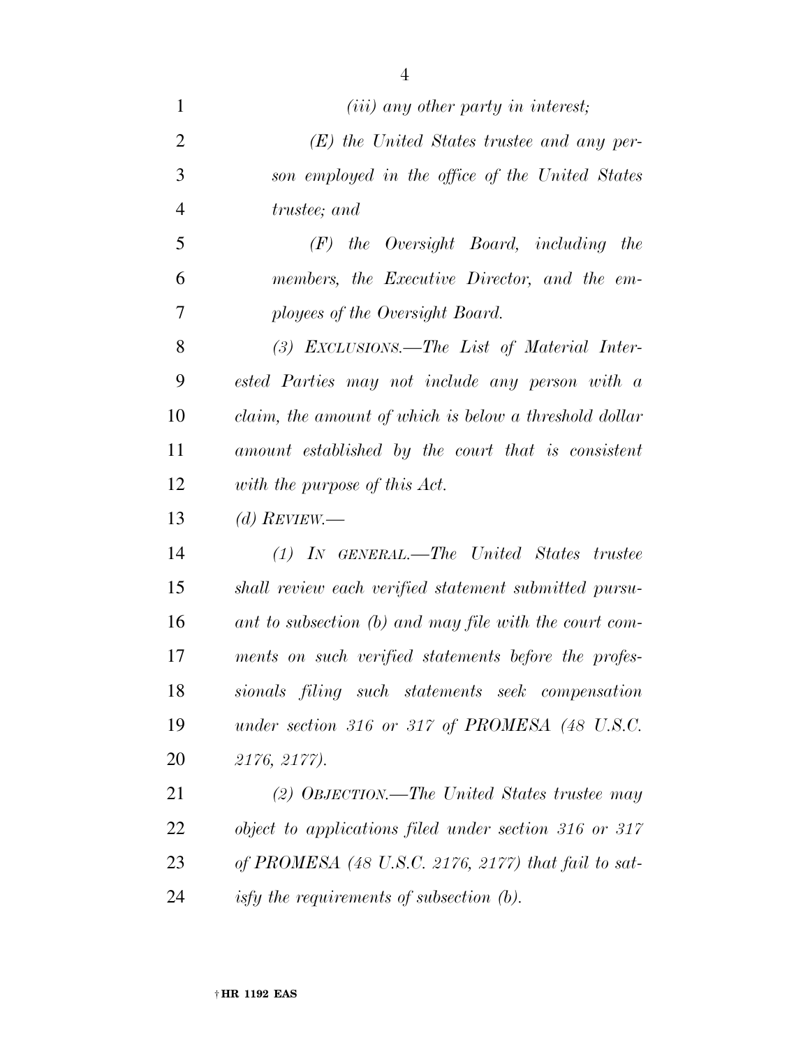*(iii) any other party in interest;*

*(E) the United States trustee and any person employed in the office of the United States trustee; and*

*(F) the Oversight Board, including the members, the Executive Director, and the employees of the Oversight Board.*

*(3) EXCLUSIONS.—The List of Material Interested Parties may not include any person with a claim, the amount of which is below a threshold dollar amount established by the court that is consistent with the purpose of this Act.*

*(d) REVIEW.—*

*(1) IN GENERAL.—The United States trustee shall review each verified statement submitted pursuant to subsection (b) and may file with the court comments on such verified statements before the professionals filing such statements seek compensation under section 316 or 317 of PROMESA (48 U.S.C. 2176, 2177).*

*(2) OBJECTION.—The United States trustee may object to applications filed under section 316 or 317 of PROMESA (48 U.S.C. 2176, 2177) that fail to satisfy the requirements of subsection (b).*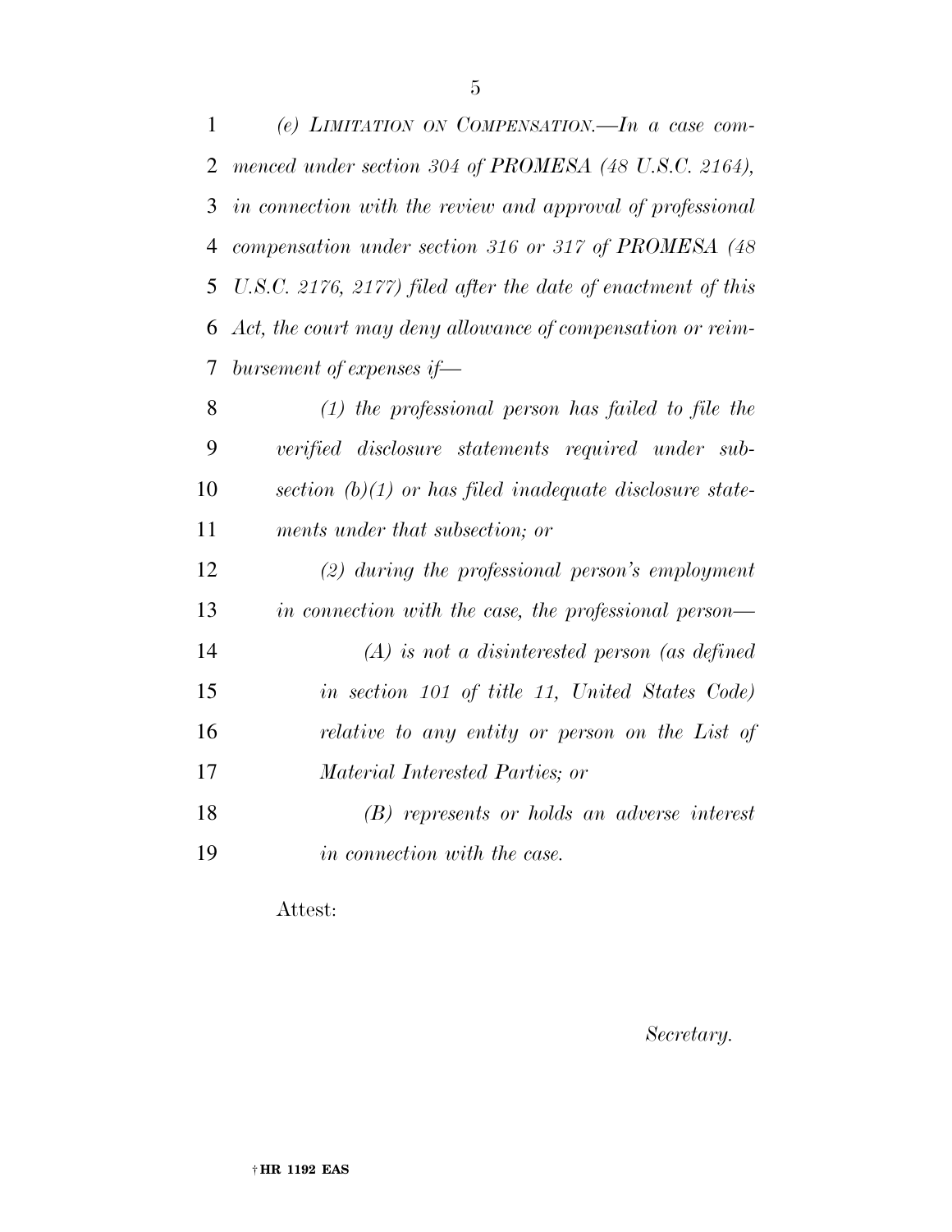*(e) LIMITATION ON COMPENSATION.—In a case commenced under section 304 of PROMESA (48 U.S.C. 2164), in connection with the review and approval of professional compensation under section 316 or 317 of PROMESA (48 U.S.C. 2176, 2177) filed after the date of enactment of this Act, the court may deny allowance of compensation or reimbursement of expenses if—*

*(1) the professional person has failed to file the verified disclosure statements required under subsection (b)(1) or has filed inadequate disclosure statements under that subsection; or*

*(2) during the professional person's employment in connection with the case, the professional person—*

*(A) is not a disinterested person (as defined in section 101 of title 11, United States Code) relative to any entity or person on the List of Material Interested Parties; or*

*(B) represents or holds an adverse interest in connection with the case.*

Attest:

*Secretary.*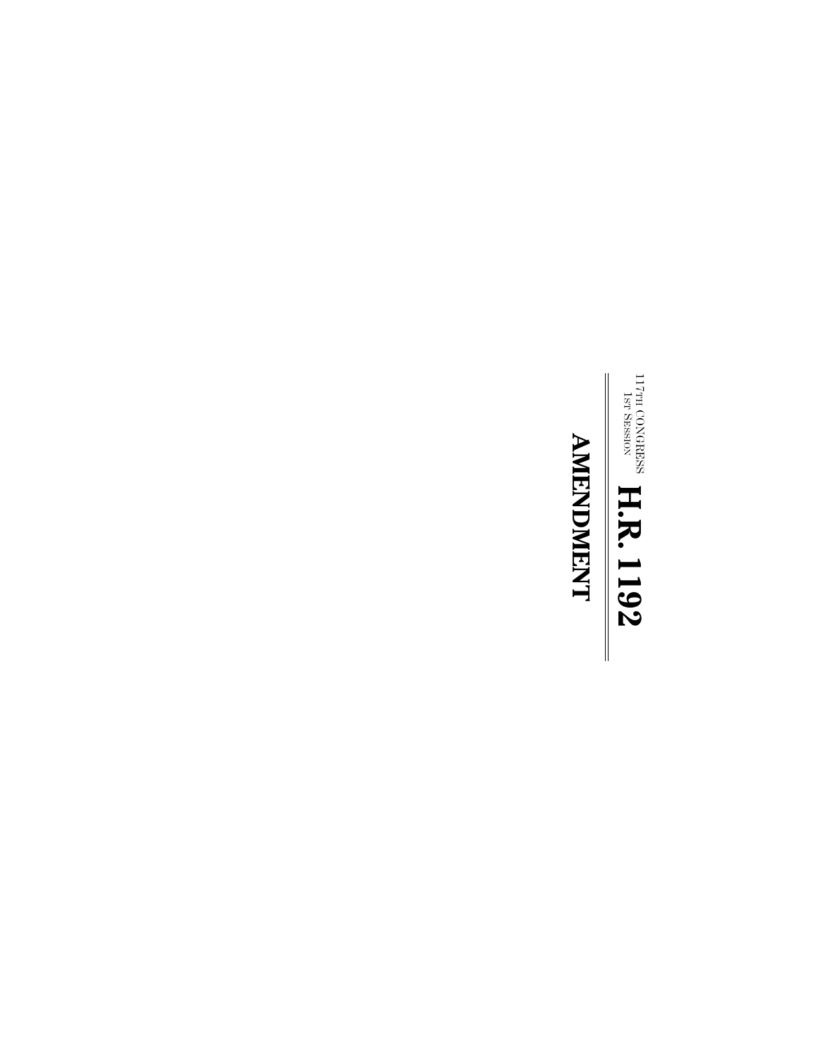117TH CONGRESS
1ST SESSION

# H.R. 1192

## AMENDMENT